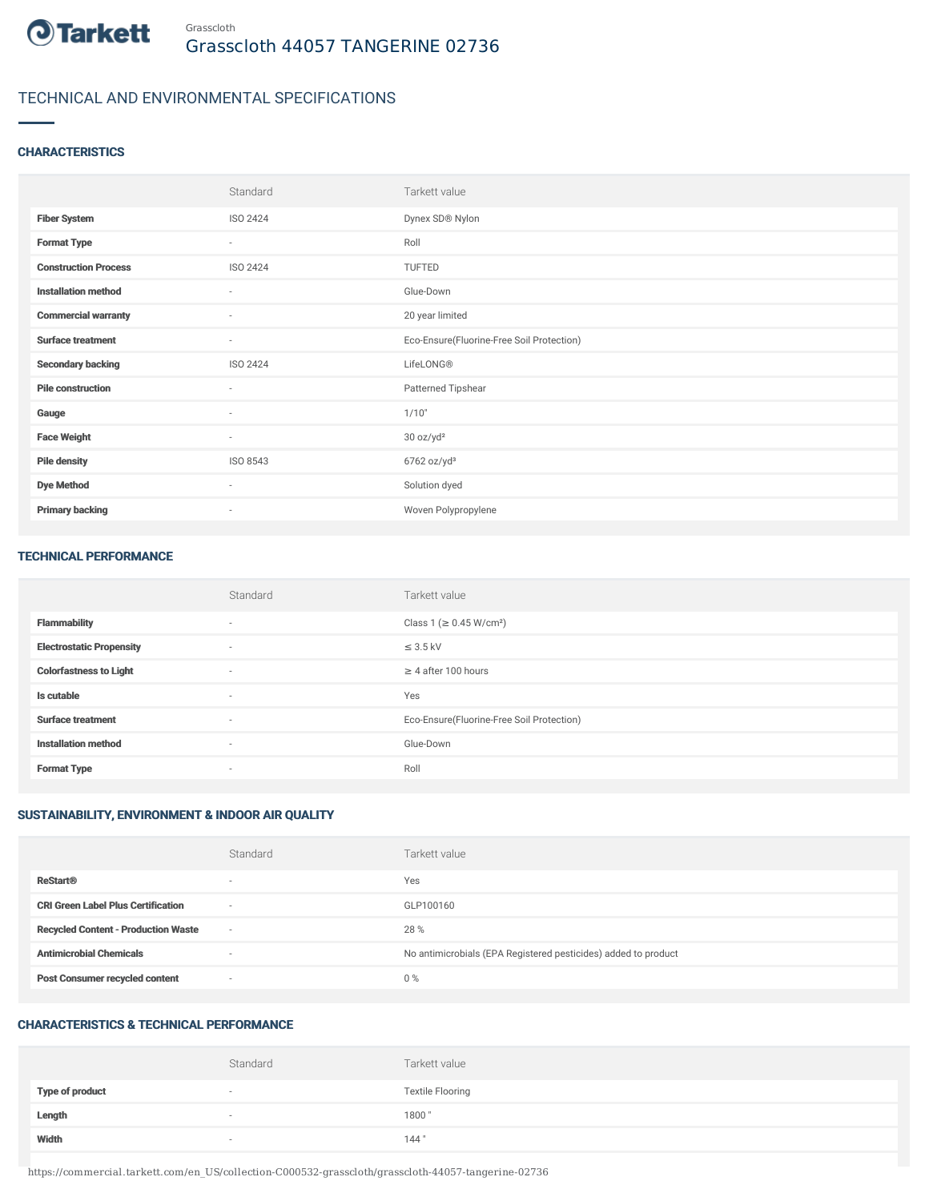Grasscloth

# Grasscloth 44057 TANGERINE 02736

## TECHNICAL AND ENVIRONMENTAL SPECIFICATIONS

### CHARACTERISTICS

| | Standard | Tarkett value |
|---|---|---|
| **Fiber System** | ISO 2424 | Dynex SD® Nylon |
| **Format Type** | - | Roll |
| **Construction Process** | ISO 2424 | TUFTED |
| **Installation method** | - | Glue-Down |
| **Commercial warranty** | - | 20 year limited |
| **Surface treatment** | - | Eco-Ensure(Fluorine-Free Soil Protection) |
| **Secondary backing** | ISO 2424 | LifeLONG® |
| **Pile construction** | - | Patterned Tipshear |
| **Gauge** | - | 1/10" |
| **Face Weight** | - | 30 oz/yd² |
| **Pile density** | ISO 8543 | 6762 oz/yd³ |
| **Dye Method** | - | Solution dyed |
| **Primary backing** | - | Woven Polypropylene |

### TECHNICAL PERFORMANCE

| | Standard | Tarkett value |
|---|---|---|
| **Flammability** | - | Class 1 (≥ 0.45 W/cm²) |
| **Electrostatic Propensity** | - | ≤ 3.5 kV |
| **Colorfastness to Light** | - | ≥ 4 after 100 hours |
| **Is cutable** | - | Yes |
| **Surface treatment** | - | Eco-Ensure(Fluorine-Free Soil Protection) |
| **Installation method** | - | Glue-Down |
| **Format Type** | - | Roll |

### SUSTAINABILITY, ENVIRONMENT & INDOOR AIR QUALITY

| | Standard | Tarkett value |
|---|---|---|
| **ReStart®** | - | Yes |
| **CRI Green Label Plus Certification** | - | GLP100160 |
| **Recycled Content - Production Waste** | - | 28 % |
| **Antimicrobial Chemicals** | - | No antimicrobials (EPA Registered pesticides) added to product |
| **Post Consumer recycled content** | - | 0 % |

### CHARACTERISTICS & TECHNICAL PERFORMANCE

| | Standard | Tarkett value |
|---|---|---|
| **Type of product** | - | Textile Flooring |
| **Length** | - | 1800 " |
| **Width** | - | 144 " |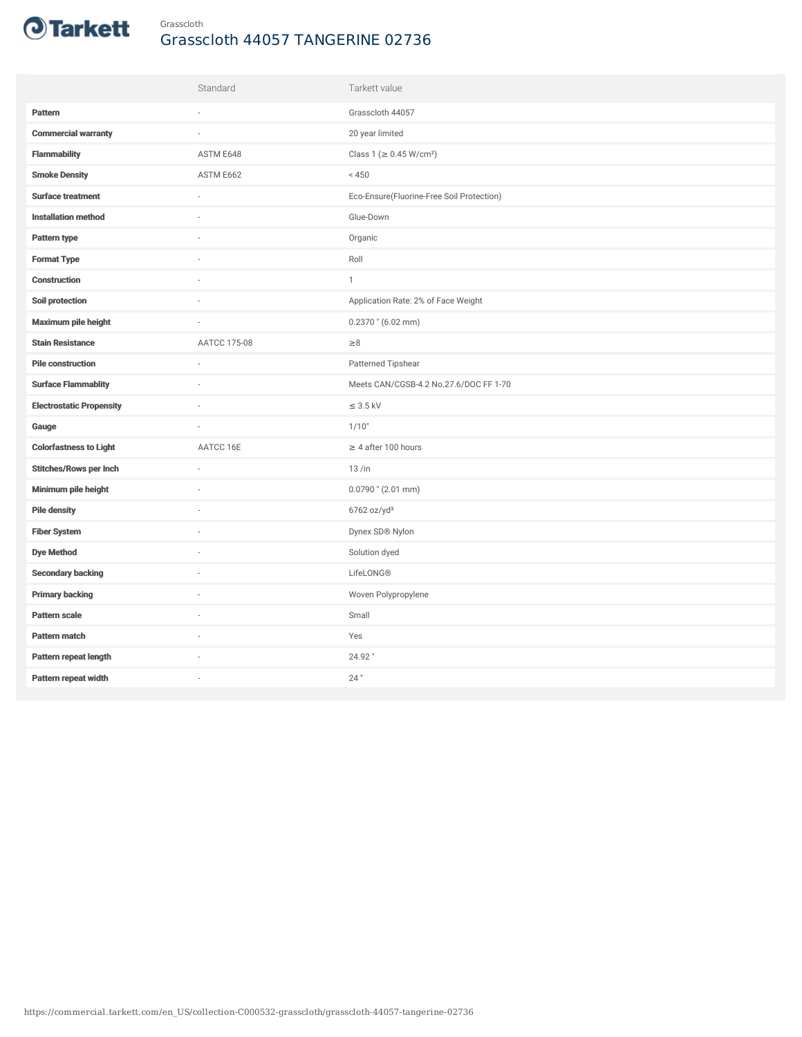Grasscloth

# Grasscloth 44057 TANGERINE 02736

| | Standard | Tarkett value |
|---|---|---|
| **Pattern** | - | Grasscloth 44057 |
| **Commercial warranty** | - | 20 year limited |
| **Flammability** | ASTM E648 | Class 1 (≥ 0.45 W/cm²) |
| **Smoke Density** | ASTM E662 | < 450 |
| **Surface treatment** | - | Eco-Ensure(Fluorine-Free Soil Protection) |
| **Installation method** | - | Glue-Down |
| **Pattern type** | - | Organic |
| **Format Type** | - | Roll |
| **Construction** | - | 1 |
| **Soil protection** | - | Application Rate: 2% of Face Weight |
| **Maximum pile height** | - | 0.2370 " (6.02 mm) |
| **Stain Resistance** | AATCC 175-08 | ≥8 |
| **Pile construction** | - | Patterned Tipshear |
| **Surface Flammablity** | - | Meets CAN/CGSB-4.2 No.27.6/DOC FF 1-70 |
| **Electrostatic Propensity** | - | ≤ 3.5 kV |
| **Gauge** | - | 1/10" |
| **Colorfastness to Light** | AATCC 16E | ≥ 4 after 100 hours |
| **Stitches/Rows per Inch** | - | 13 /in |
| **Minimum pile height** | - | 0.0790 " (2.01 mm) |
| **Pile density** | - | 6762 oz/yd³ |
| **Fiber System** | - | Dynex SD® Nylon |
| **Dye Method** | - | Solution dyed |
| **Secondary backing** | - | LifeLONG® |
| **Primary backing** | - | Woven Polypropylene |
| **Pattern scale** | - | Small |
| **Pattern match** | - | Yes |
| **Pattern repeat length** | - | 24.92 " |
| **Pattern repeat width** | - | 24 " |

https://commercial.tarkett.com/en_US/collection-C000532-grasscloth/grasscloth-44057-tangerine-02736